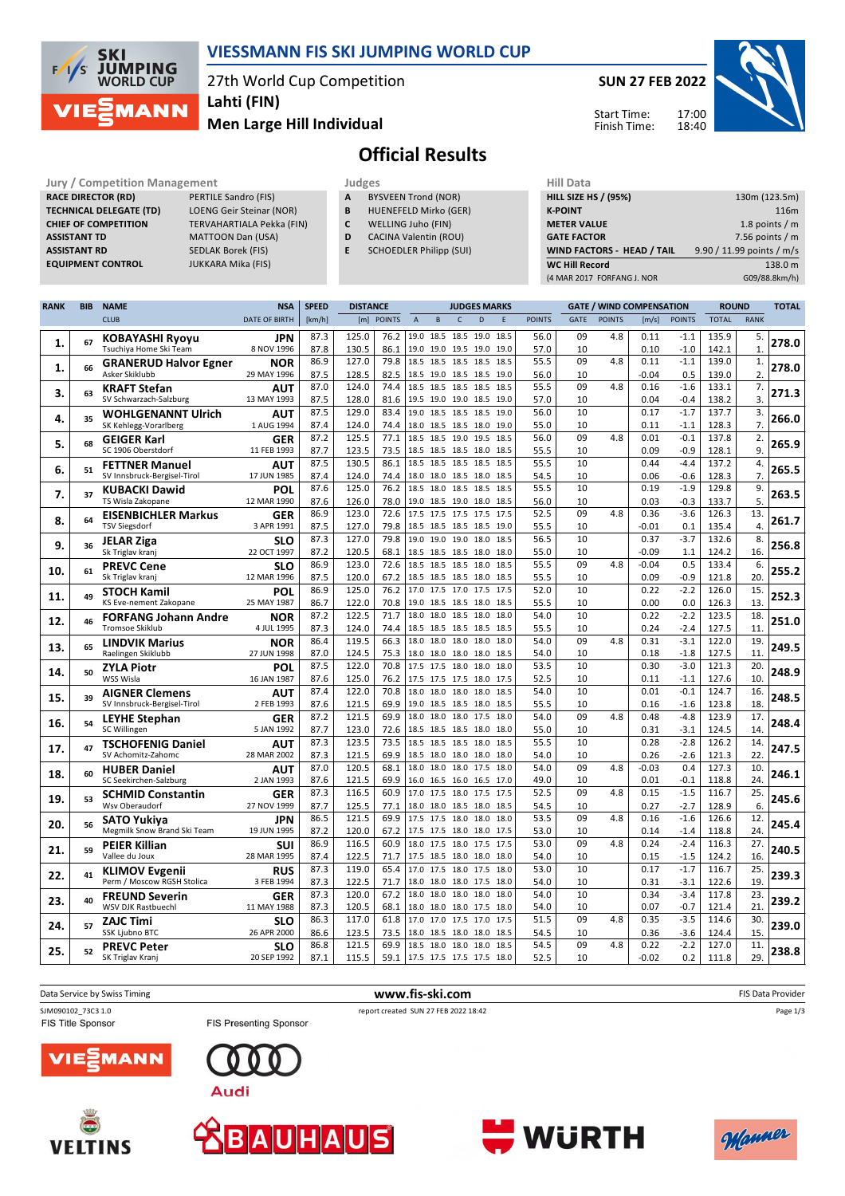# VIESSMANN FIS SKI JUMPING WORLD CUP

27th World Cup Competition
Lahti (FIN)
Men Large Hill Individual

**SUN 27 FEB 2022**

Start Time: 17:00
Finish Time: 18:40

## Official Results

| Jury / Competition Management | |
|---|---|
| RACE DIRECTOR (RD) | PERTILE Sandro (FIS) |
| TECHNICAL DELEGATE (TD) | LOENG Geir Steinar (NOR) |
| CHIEF OF COMPETITION | TERVAHARTIALA Pekka (FIN) |
| ASSISTANT TD | MATTOON Dan (USA) |
| ASSISTANT RD | SEDLAK Borek (FIS) |
| EQUIPMENT CONTROL | JUKKARA Mika (FIS) |

| Judges | |
|---|---|
| A | BYSVEEN Trond (NOR) |
| B | HUENEFELD Mirko (GER) |
| C | WELLING Juho (FIN) |
| D | CACINA Valentin (ROU) |
| E | SCHOEDLER Philipp (SUI) |

| Hill Data | |
|---|---|
| HILL SIZE HS / (95%) | 130m (123.5m) |
| K-POINT | 116m |
| METER VALUE | 1.8 points / m |
| GATE FACTOR | 7.56 points / m |
| WIND FACTORS - HEAD / TAIL | 9.90 / 11.99 points / m/s |
| WC Hill Record | 138.0 m |
| (4 MAR 2017 FORFANG J. NOR | G09/88.8km/h) |

| RANK | BIB | NAME / CLUB | NSA / DATE OF BIRTH | SPEED [km/h] | DISTANCE [m] | DISTANCE POINTS | A | B | C | D | E | JUDGES POINTS | GATE | GATE POINTS | WIND [m/s] | WIND POINTS | ROUND TOTAL | ROUND RANK | TOTAL |
|---|---|---|---|---|---|---|---|---|---|---|---|---|---|---|---|---|---|---|---|
| 1. | 67 | KOBAYASHI Ryoyu | JPN | 87.3 | 125.0 | 76.2 | 19.0 | 18.5 | 18.5 | 19.0 | 18.5 | 56.0 | 09 | 4.8 | 0.11 | -1.1 | 135.9 | 5. | 278.0 |
| | | Tsuchiya Home Ski Team | 8 NOV 1996 | 87.8 | 130.5 | 86.1 | 19.0 | 19.0 | 19.5 | 19.0 | 19.0 | 57.0 | 10 | | 0.10 | -1.0 | 142.1 | 1. | |
| 1. | 66 | GRANERUD Halvor Egner | NOR | 86.9 | 127.0 | 79.8 | 18.5 | 18.5 | 18.5 | 18.5 | 18.5 | 55.5 | 09 | 4.8 | 0.11 | -1.1 | 139.0 | 1. | 278.0 |
| | | Asker Skiklubb | 29 MAY 1996 | 87.5 | 128.5 | 82.5 | 18.5 | 19.0 | 18.5 | 18.5 | 19.0 | 56.0 | 10 | | -0.04 | 0.5 | 139.0 | 2. | |
| 3. | 63 | KRAFT Stefan | AUT | 87.0 | 124.0 | 74.4 | 18.5 | 18.5 | 18.5 | 18.5 | 18.5 | 55.5 | 09 | 4.8 | 0.16 | -1.6 | 133.1 | 7. | 271.3 |
| | | SV Schwarzach-Salzburg | 13 MAY 1993 | 87.5 | 128.0 | 81.6 | 19.5 | 19.0 | 19.0 | 18.5 | 19.0 | 57.0 | 10 | | 0.04 | -0.4 | 138.2 | 3. | |
| 4. | 35 | WOHLGENANNT Ulrich | AUT | 87.5 | 129.0 | 83.4 | 19.0 | 18.5 | 18.5 | 18.5 | 19.0 | 56.0 | 10 | | 0.17 | -1.7 | 137.7 | 3. | 266.0 |
| | | SK Kehlegg-Vorarlberg | 1 AUG 1994 | 87.4 | 124.0 | 74.4 | 18.0 | 18.5 | 18.5 | 18.0 | 19.0 | 55.0 | 10 | | 0.11 | -1.1 | 128.3 | 7. | |
| 5. | 68 | GEIGER Karl | GER | 87.2 | 125.5 | 77.1 | 18.5 | 18.5 | 19.0 | 19.5 | 18.5 | 56.0 | 09 | 4.8 | 0.01 | -0.1 | 137.8 | 2. | 265.9 |
| | | SC 1906 Oberstdorf | 11 FEB 1993 | 87.7 | 123.5 | 73.5 | 18.5 | 18.5 | 18.5 | 18.0 | 18.5 | 55.5 | 10 | | 0.09 | -0.9 | 128.1 | 9. | |
| 6. | 51 | FETTNER Manuel | AUT | 87.5 | 130.5 | 86.1 | 18.5 | 18.5 | 18.5 | 18.5 | 18.5 | 55.5 | 10 | | 0.44 | -4.4 | 137.2 | 4. | 265.5 |
| | | SV Innsbruck-Bergisel-Tirol | 17 JUN 1985 | 87.4 | 124.0 | 74.4 | 18.0 | 18.0 | 18.5 | 18.0 | 18.5 | 54.5 | 10 | | 0.06 | -0.6 | 128.3 | 7. | |
| 7. | 37 | KUBACKI Dawid | POL | 87.6 | 125.0 | 76.2 | 18.5 | 18.0 | 18.5 | 18.5 | 18.5 | 55.5 | 10 | | 0.19 | -1.9 | 129.8 | 9. | 263.5 |
| | | TS Wisla Zakopane | 12 MAR 1990 | 87.6 | 126.0 | 78.0 | 19.0 | 18.5 | 19.0 | 18.0 | 18.5 | 56.0 | 10 | | 0.03 | -0.3 | 133.7 | 5. | |
| 8. | 64 | EISENBICHLER Markus | GER | 86.9 | 123.0 | 72.6 | 17.5 | 17.5 | 17.5 | 17.5 | 17.5 | 52.5 | 09 | 4.8 | 0.36 | -3.6 | 126.3 | 13. | 261.7 |
| | | TSV Siegsdorf | 3 APR 1991 | 87.5 | 127.0 | 79.8 | 18.5 | 18.5 | 18.5 | 18.5 | 19.0 | 55.5 | 10 | | -0.01 | 0.1 | 135.4 | 4. | |
| 9. | 36 | JELAR Ziga | SLO | 87.3 | 127.0 | 79.8 | 19.0 | 19.0 | 19.0 | 18.0 | 18.5 | 56.5 | 10 | | 0.37 | -3.7 | 132.6 | 8. | 256.8 |
| | | Sk Triglav kranj | 22 OCT 1997 | 87.2 | 120.5 | 68.1 | 18.5 | 18.5 | 18.5 | 18.0 | 18.0 | 55.0 | 10 | | -0.09 | 1.1 | 124.2 | 16. | |
| 10. | 61 | PREVC Cene | SLO | 86.9 | 123.0 | 72.6 | 18.5 | 18.5 | 18.5 | 18.0 | 18.5 | 55.5 | 09 | 4.8 | -0.04 | 0.5 | 133.4 | 6. | 255.2 |
| | | Sk Triglav kranj | 12 MAR 1996 | 87.5 | 120.0 | 67.2 | 18.5 | 18.5 | 18.5 | 18.0 | 18.5 | 55.5 | 10 | | 0.09 | -0.9 | 121.8 | 20. | |
| 11. | 49 | STOCH Kamil | POL | 86.9 | 125.0 | 76.2 | 17.0 | 17.5 | 17.0 | 17.5 | 17.5 | 52.0 | 10 | | 0.22 | -2.2 | 126.0 | 15. | 252.3 |
| | | KS Eve-nement Zakopane | 25 MAY 1987 | 86.7 | 122.0 | 70.8 | 19.0 | 18.5 | 18.5 | 18.0 | 18.5 | 55.5 | 10 | | 0.00 | 0.0 | 126.3 | 13. | |
| 12. | 46 | FORFANG Johann Andre | NOR | 87.2 | 122.5 | 71.7 | 18.0 | 18.0 | 18.5 | 18.0 | 18.0 | 54.0 | 10 | | 0.22 | -2.2 | 123.5 | 18. | 251.0 |
| | | Tromsoe Skiklub | 4 JUL 1995 | 87.3 | 124.0 | 74.4 | 18.5 | 18.5 | 18.5 | 18.5 | 18.5 | 55.5 | 10 | | 0.24 | -2.4 | 127.5 | 11. | |
| 13. | 65 | LINDVIK Marius | NOR | 86.4 | 119.5 | 66.3 | 18.0 | 18.0 | 18.0 | 18.0 | 18.0 | 54.0 | 09 | 4.8 | 0.31 | -3.1 | 122.0 | 19. | 249.5 |
| | | Raelingen Skiklubb | 27 JUN 1998 | 87.0 | 124.5 | 75.3 | 18.0 | 18.0 | 18.0 | 18.0 | 18.5 | 54.0 | 10 | | 0.18 | -1.8 | 127.5 | 11. | |
| 14. | 50 | ZYLA Piotr | POL | 87.5 | 122.0 | 70.8 | 17.5 | 17.5 | 18.0 | 18.0 | 18.0 | 53.5 | 10 | | 0.30 | -3.0 | 121.3 | 20. | 248.9 |
| | | WSS Wisla | 16 JAN 1987 | 87.6 | 125.0 | 76.2 | 17.5 | 17.5 | 17.5 | 18.0 | 17.5 | 52.5 | 10 | | 0.11 | -1.1 | 127.6 | 10. | |
| 15. | 39 | AIGNER Clemens | AUT | 87.4 | 122.0 | 70.8 | 18.0 | 18.0 | 18.0 | 18.0 | 18.5 | 54.0 | 10 | | 0.01 | -0.1 | 124.7 | 16. | 248.5 |
| | | SV Innsbruck-Bergisel-Tirol | 2 FEB 1993 | 87.6 | 121.5 | 69.9 | 19.0 | 18.5 | 18.5 | 18.0 | 18.5 | 55.5 | 10 | | 0.16 | -1.6 | 123.8 | 18. | |
| 16. | 54 | LEYHE Stephan | GER | 87.2 | 121.5 | 69.9 | 18.0 | 18.0 | 18.0 | 17.5 | 18.0 | 54.0 | 09 | 4.8 | 0.48 | -4.8 | 123.9 | 17. | 248.4 |
| | | SC Willingen | 5 JAN 1992 | 87.7 | 123.0 | 72.6 | 18.5 | 18.5 | 18.5 | 18.5 | 18.0 | 55.0 | 10 | | 0.31 | -3.1 | 124.5 | 14. | |
| 17. | 47 | TSCHOFENIG Daniel | AUT | 87.3 | 123.5 | 73.5 | 18.5 | 18.5 | 18.5 | 18.0 | 18.5 | 55.5 | 10 | | 0.28 | -2.8 | 126.2 | 14. | 247.5 |
| | | SV Achomitz-Zahomc | 28 MAR 2002 | 87.3 | 121.5 | 69.9 | 18.5 | 18.0 | 18.0 | 18.0 | 18.0 | 54.0 | 10 | | 0.26 | -2.6 | 121.3 | 22. | |
| 18. | 60 | HUBER Daniel | AUT | 87.0 | 120.5 | 68.1 | 18.0 | 18.0 | 18.0 | 17.5 | 18.0 | 54.0 | 09 | 4.8 | -0.03 | 0.4 | 127.3 | 10. | 246.1 |
| | | SC Seekirchen-Salzburg | 2 JAN 1993 | 87.6 | 121.5 | 69.9 | 16.0 | 16.5 | 16.0 | 16.5 | 17.0 | 49.0 | 10 | | 0.01 | -0.1 | 118.8 | 24. | |
| 19. | 53 | SCHMID Constantin | GER | 87.3 | 116.5 | 60.9 | 17.0 | 17.5 | 18.0 | 17.5 | 17.5 | 52.5 | 09 | 4.8 | 0.15 | -1.5 | 116.7 | 25. | 245.6 |
| | | Wsv Oberaudorf | 27 NOV 1999 | 87.7 | 125.5 | 77.1 | 18.0 | 18.0 | 18.5 | 18.0 | 18.5 | 54.5 | 10 | | 0.27 | -2.7 | 128.9 | 6. | |
| 20. | 56 | SATO Yukiya | JPN | 86.5 | 121.5 | 69.9 | 17.5 | 17.5 | 18.0 | 18.0 | 18.0 | 53.5 | 09 | 4.8 | 0.16 | -1.6 | 126.6 | 12. | 245.4 |
| | | Megmilk Snow Brand Ski Team | 19 JUN 1995 | 87.2 | 120.0 | 67.2 | 17.5 | 17.5 | 18.0 | 18.0 | 17.5 | 53.0 | 10 | | 0.14 | -1.4 | 118.8 | 24. | |
| 21. | 59 | PEIER Killian | SUI | 86.9 | 116.5 | 60.9 | 18.0 | 17.5 | 18.0 | 17.5 | 17.5 | 53.0 | 09 | 4.8 | 0.24 | -2.4 | 116.3 | 27. | 240.5 |
| | | Vallee du Joux | 28 MAR 1995 | 87.4 | 122.5 | 71.7 | 17.5 | 18.5 | 18.0 | 18.0 | 18.0 | 54.0 | 10 | | 0.15 | -1.5 | 124.2 | 16. | |
| 22. | 41 | KLIMOV Evgenii | RUS | 87.3 | 119.0 | 65.4 | 17.0 | 17.5 | 18.0 | 17.5 | 18.0 | 53.0 | 10 | | 0.17 | -1.7 | 116.7 | 25. | 239.3 |
| | | Perm / Moscow RGSH Stolica | 3 FEB 1994 | 87.3 | 122.5 | 71.7 | 18.0 | 18.0 | 18.0 | 17.5 | 18.0 | 54.0 | 10 | | 0.31 | -3.1 | 122.6 | 19. | |
| 23. | 40 | FREUND Severin | GER | 87.3 | 120.0 | 67.2 | 18.0 | 18.0 | 18.0 | 18.0 | 18.0 | 54.0 | 10 | | 0.34 | -3.4 | 117.8 | 23. | 239.2 |
| | | WSV DJK Rastbuechl | 11 MAY 1988 | 87.3 | 120.5 | 68.1 | 18.0 | 18.0 | 18.0 | 17.5 | 18.0 | 54.0 | 10 | | 0.07 | -0.7 | 121.4 | 21. | |
| 24. | 57 | ZAJC Timi | SLO | 86.3 | 117.0 | 61.8 | 17.0 | 17.0 | 17.5 | 17.0 | 17.5 | 51.5 | 09 | 4.8 | 0.35 | -3.5 | 114.6 | 30. | 239.0 |
| | | SSK Ljubno BTC | 26 APR 2000 | 86.6 | 123.5 | 73.5 | 18.0 | 18.5 | 18.0 | 18.0 | 18.5 | 54.5 | 10 | | 0.36 | -3.6 | 124.4 | 15. | |
| 25. | 52 | PREVC Peter | SLO | 86.8 | 121.5 | 69.9 | 18.5 | 18.0 | 18.0 | 18.0 | 18.5 | 54.5 | 09 | 4.8 | 0.22 | -2.2 | 127.0 | 11. | 238.8 |
| | | SK Triglav Kranj | 20 SEP 1992 | 87.1 | 115.5 | 59.1 | 17.5 | 17.5 | 17.5 | 17.5 | 18.0 | 52.5 | 10 | | -0.02 | 0.2 | 111.8 | 29. | |

Data Service by Swiss Timing | www.fis-ski.com | FIS Data Provider

SJM090102_73C3 1.0 | report created SUN 27 FEB 2022 18:42

FIS Title Sponsor | FIS Presenting Sponsor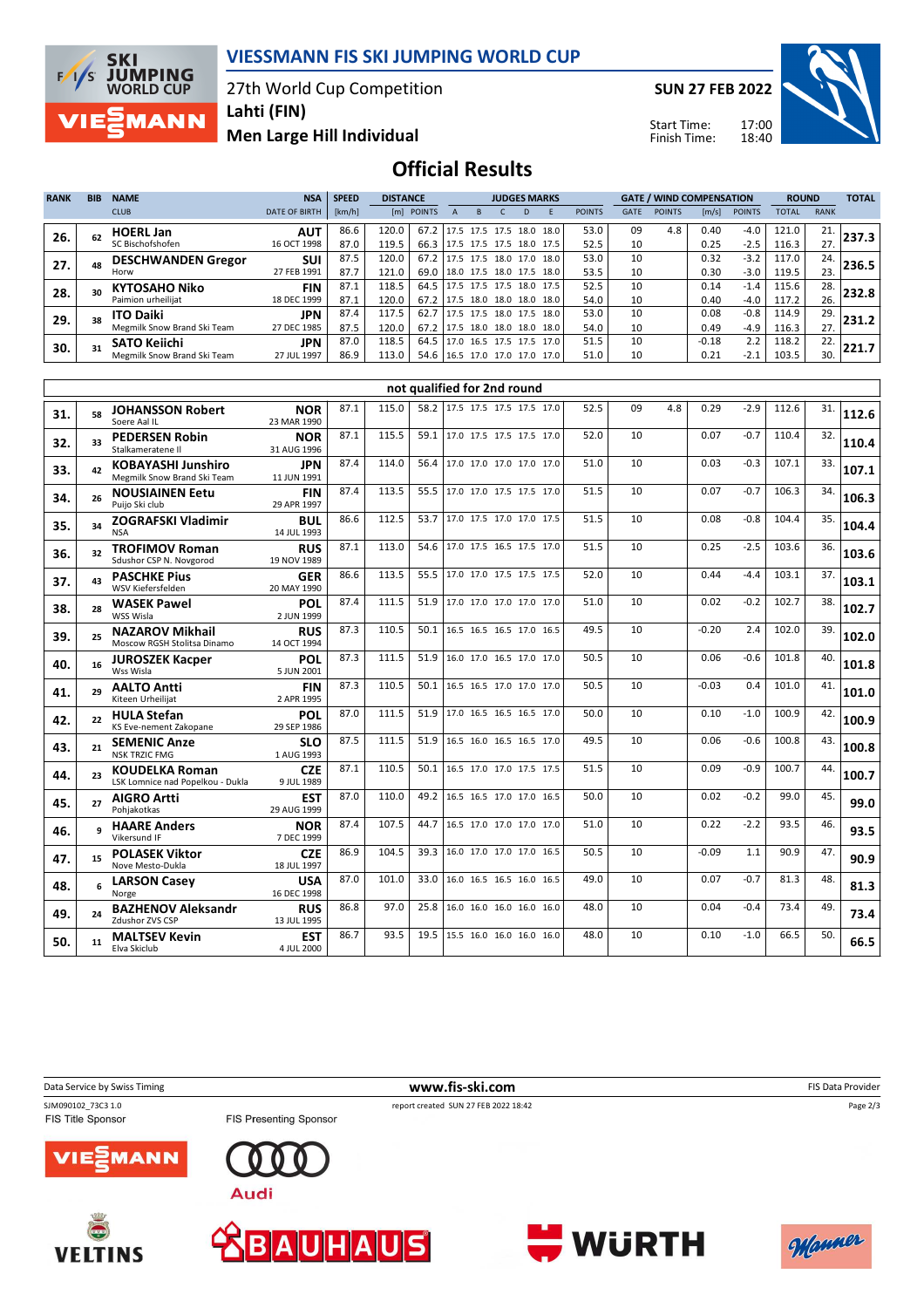# VIESSMANN FIS SKI JUMPING WORLD CUP

27th World Cup Competition
Lahti (FIN)
Men Large Hill Individual

SUN 27 FEB 2022

Start Time: 17:00
Finish Time: 18:40

## Official Results

| RANK | BIB | NAME / CLUB | NSA / DATE OF BIRTH | SPEED [km/h] | DISTANCE [m] | DISTANCE POINTS | A | B | C | D | E | JUDGES POINTS | GATE | GATE POINTS | WIND [m/s] | WIND POINTS | ROUND TOTAL | ROUND RANK | TOTAL |
|---|---|---|---|---|---|---|---|---|---|---|---|---|---|---|---|---|---|---|---|
| 26. | 62 | HOERL Jan / SC Bischofshofen | AUT / 16 OCT 1998 | 86.6 | 120.0 | 67.2 | 17.5 | 17.5 | 17.5 | 18.0 | 18.0 | 53.0 | 09 | 4.8 | 0.40 | -4.0 | 121.0 | 21. | 237.3 |
| | | | | 87.0 | 119.5 | 66.3 | 17.5 | 17.5 | 17.5 | 18.0 | 17.5 | 52.5 | 10 | | 0.25 | -2.5 | 116.3 | 27. | |
| 27. | 48 | DESCHWANDEN Gregor / Horw | SUI / 27 FEB 1991 | 87.5 | 120.0 | 67.2 | 17.5 | 17.5 | 18.0 | 17.0 | 18.0 | 53.0 | 10 | | 0.32 | -3.2 | 117.0 | 24. | 236.5 |
| | | | | 87.7 | 121.0 | 69.0 | 18.0 | 17.5 | 18.0 | 17.5 | 18.0 | 53.5 | 10 | | 0.30 | -3.0 | 119.5 | 23. | |
| 28. | 30 | KYTOSAHO Niko / Paimion urheilijat | FIN / 18 DEC 1999 | 87.1 | 118.5 | 64.5 | 17.5 | 17.5 | 17.5 | 18.0 | 17.5 | 52.5 | 10 | | 0.14 | -1.4 | 115.6 | 28. | 232.8 |
| | | | | 87.1 | 120.0 | 67.2 | 17.5 | 18.0 | 18.0 | 18.0 | 18.0 | 54.0 | 10 | | 0.40 | -4.0 | 117.2 | 26. | |
| 29. | 38 | ITO Daiki / Megmilk Snow Brand Ski Team | JPN / 27 DEC 1985 | 87.4 | 117.5 | 62.7 | 17.5 | 17.5 | 18.0 | 17.5 | 18.0 | 53.0 | 10 | | 0.08 | -0.8 | 114.9 | 29. | 231.2 |
| | | | | 87.5 | 120.0 | 67.2 | 17.5 | 18.0 | 18.0 | 18.0 | 18.0 | 54.0 | 10 | | 0.49 | -4.9 | 116.3 | 27. | |
| 30. | 31 | SATO Keiichi / Megmilk Snow Brand Ski Team | JPN / 27 JUL 1997 | 87.0 | 118.5 | 64.5 | 17.0 | 16.5 | 17.5 | 17.5 | 17.0 | 51.5 | 10 | | -0.18 | 2.2 | 118.2 | 22. | 221.7 |
| | | | | 86.9 | 113.0 | 54.6 | 16.5 | 17.0 | 17.0 | 17.0 | 17.0 | 51.0 | 10 | | 0.21 | -2.1 | 103.5 | 30. | |

### not qualified for 2nd round

| RANK | BIB | NAME / CLUB | NSA / DATE OF BIRTH | SPEED [km/h] | DISTANCE [m] | DISTANCE POINTS | A | B | C | D | E | JUDGES POINTS | GATE | GATE POINTS | WIND [m/s] | WIND POINTS | ROUND TOTAL | ROUND RANK | TOTAL |
|---|---|---|---|---|---|---|---|---|---|---|---|---|---|---|---|---|---|---|---|
| 31. | 58 | JOHANSSON Robert / Soere Aal IL | NOR / 23 MAR 1990 | 87.1 | 115.0 | 58.2 | 17.5 | 17.5 | 17.5 | 17.5 | 17.0 | 52.5 | 09 | 4.8 | 0.29 | -2.9 | 112.6 | 31. | 112.6 |
| 32. | 33 | PEDERSEN Robin / Stalkameratene Il | NOR / 31 AUG 1996 | 87.1 | 115.5 | 59.1 | 17.0 | 17.5 | 17.5 | 17.5 | 17.0 | 52.0 | 10 | | 0.07 | -0.7 | 110.4 | 32. | 110.4 |
| 33. | 42 | KOBAYASHI Junshiro / Megmilk Snow Brand Ski Team | JPN / 11 JUN 1991 | 87.4 | 114.0 | 56.4 | 17.0 | 17.0 | 17.0 | 17.0 | 17.0 | 51.0 | 10 | | 0.03 | -0.3 | 107.1 | 33. | 107.1 |
| 34. | 26 | NOUSIAINEN Eetu / Puijo Ski club | FIN / 29 APR 1997 | 87.4 | 113.5 | 55.5 | 17.0 | 17.0 | 17.5 | 17.5 | 17.0 | 51.5 | 10 | | 0.07 | -0.7 | 106.3 | 34. | 106.3 |
| 35. | 34 | ZOGRAFSKI Vladimir / NSA | BUL / 14 JUL 1993 | 86.6 | 112.5 | 53.7 | 17.0 | 17.5 | 17.0 | 17.0 | 17.5 | 51.5 | 10 | | 0.08 | -0.8 | 104.4 | 35. | 104.4 |
| 36. | 32 | TROFIMOV Roman / Sdushor CSP N. Novgorod | RUS / 19 NOV 1989 | 87.1 | 113.0 | 54.6 | 17.0 | 17.5 | 16.5 | 17.5 | 17.0 | 51.5 | 10 | | 0.25 | -2.5 | 103.6 | 36. | 103.6 |
| 37. | 43 | PASCHKE Pius / WSV Kiefersfelden | GER / 20 MAY 1990 | 86.6 | 113.5 | 55.5 | 17.0 | 17.0 | 17.5 | 17.5 | 17.5 | 52.0 | 10 | | 0.44 | -4.4 | 103.1 | 37. | 103.1 |
| 38. | 28 | WASEK Pawel / WSS Wisla | POL / 2 JUN 1999 | 87.4 | 111.5 | 51.9 | 17.0 | 17.0 | 17.0 | 17.0 | 17.0 | 51.0 | 10 | | 0.02 | -0.2 | 102.7 | 38. | 102.7 |
| 39. | 25 | NAZAROV Mikhail / Moscow RGSH Stolitsa Dinamo | RUS / 14 OCT 1994 | 87.3 | 110.5 | 50.1 | 16.5 | 16.5 | 16.5 | 17.0 | 16.5 | 49.5 | 10 | | -0.20 | 2.4 | 102.0 | 39. | 102.0 |
| 40. | 16 | JUROSZEK Kacper / Wss Wisla | POL / 5 JUN 2001 | 87.3 | 111.5 | 51.9 | 16.0 | 17.0 | 16.5 | 17.0 | 17.0 | 50.5 | 10 | | 0.06 | -0.6 | 101.8 | 40. | 101.8 |
| 41. | 29 | AALTO Antti / Kiteen Urheilijat | FIN / 2 APR 1995 | 87.3 | 110.5 | 50.1 | 16.5 | 16.5 | 17.0 | 17.0 | 17.0 | 50.5 | 10 | | -0.03 | 0.4 | 101.0 | 41. | 101.0 |
| 42. | 22 | HULA Stefan / KS Eve-nement Zakopane | POL / 29 SEP 1986 | 87.0 | 111.5 | 51.9 | 17.0 | 16.5 | 16.5 | 16.5 | 17.0 | 50.0 | 10 | | 0.10 | -1.0 | 100.9 | 42. | 100.9 |
| 43. | 21 | SEMENIC Anze / NSK TRZIC FMG | SLO / 1 AUG 1993 | 87.5 | 111.5 | 51.9 | 16.5 | 16.0 | 16.5 | 16.5 | 17.0 | 49.5 | 10 | | 0.06 | -0.6 | 100.8 | 43. | 100.8 |
| 44. | 23 | KOUDELKA Roman / LSK Lomnice nad Popelkou - Dukla | CZE / 9 JUL 1989 | 87.1 | 110.5 | 50.1 | 16.5 | 17.0 | 17.0 | 17.5 | 17.5 | 51.5 | 10 | | 0.09 | -0.9 | 100.7 | 44. | 100.7 |
| 45. | 27 | AIGRO Artti / Pohjakotkas | EST / 29 AUG 1999 | 87.0 | 110.0 | 49.2 | 16.5 | 16.5 | 17.0 | 17.0 | 16.5 | 50.0 | 10 | | 0.02 | -0.2 | 99.0 | 45. | 99.0 |
| 46. | 9 | HAARE Anders / Vikersund IF | NOR / 7 DEC 1999 | 87.4 | 107.5 | 44.7 | 16.5 | 17.0 | 17.0 | 17.0 | 17.0 | 51.0 | 10 | | 0.22 | -2.2 | 93.5 | 46. | 93.5 |
| 47. | 15 | POLASEK Viktor / Nove Mesto-Dukla | CZE / 18 JUL 1997 | 86.9 | 104.5 | 39.3 | 16.0 | 17.0 | 17.0 | 17.0 | 16.5 | 50.5 | 10 | | -0.09 | 1.1 | 90.9 | 47. | 90.9 |
| 48. | 6 | LARSON Casey / Norge | USA / 16 DEC 1998 | 87.0 | 101.0 | 33.0 | 16.0 | 16.5 | 16.5 | 16.0 | 16.5 | 49.0 | 10 | | 0.07 | -0.7 | 81.3 | 48. | 81.3 |
| 49. | 24 | BAZHENOV Aleksandr / Zdushor ZVS CSP | RUS / 13 JUL 1995 | 86.8 | 97.0 | 25.8 | 16.0 | 16.0 | 16.0 | 16.0 | 16.0 | 48.0 | 10 | | 0.04 | -0.4 | 73.4 | 49. | 73.4 |
| 50. | 11 | MALTSEV Kevin / Elva Skiclub | EST / 4 JUL 2000 | 86.7 | 93.5 | 19.5 | 15.5 | 16.0 | 16.0 | 16.0 | 16.0 | 48.0 | 10 | | 0.10 | -1.0 | 66.5 | 50. | 66.5 |

Data Service by Swiss Timing | www.fis-ski.com | FIS Data Provider

SJM090102_73C3 1.0 | report created SUN 27 FEB 2022 18:42

FIS Title Sponsor | FIS Presenting Sponsor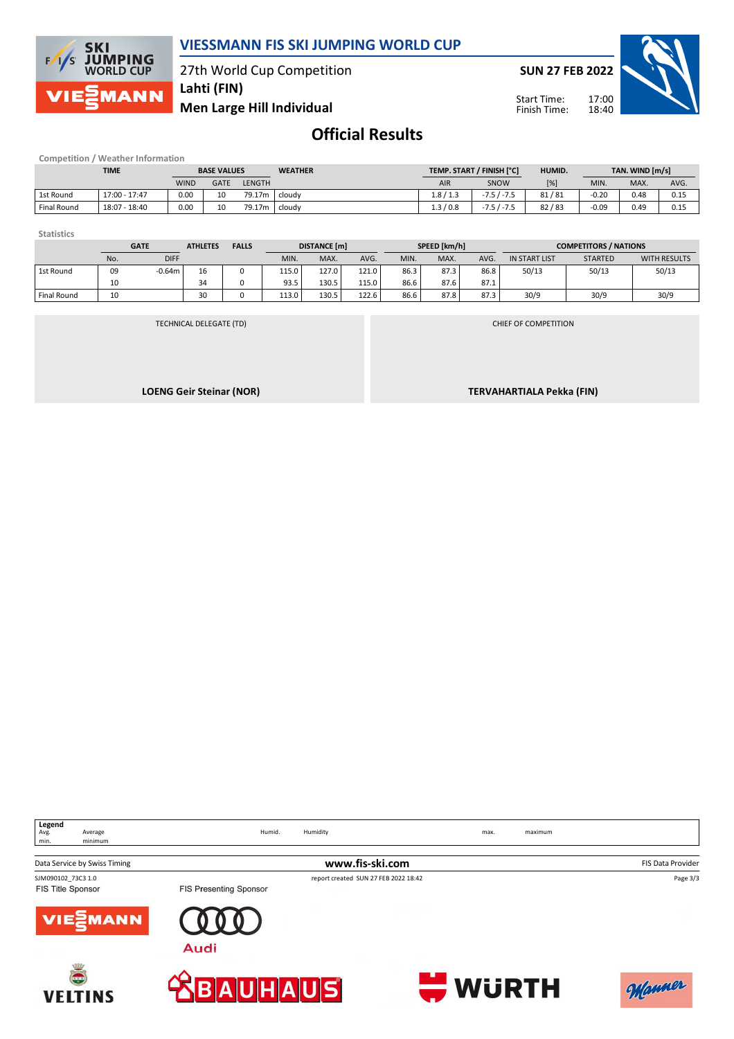# VIESSMANN FIS SKI JUMPING WORLD CUP

27th World Cup Competition
**Lahti (FIN)**
**Men Large Hill Individual**

**SUN 27 FEB 2022**

Start Time: 17:00
Finish Time: 18:40

## Official Results

Competition / Weather Information

| TIME | | BASE VALUES | | | WEATHER | TEMP. START / FINISH [°C] | | HUMID. | TAN. WIND [m/s] | | |
|---|---|---|---|---|---|---|---|---|---|---|---|
| | | WIND | GATE | LENGTH | | AIR | SNOW | [%] | MIN. | MAX. | AVG. |
| 1st Round | 17:00 - 17:47 | 0.00 | 10 | 79.17m | cloudy | 1.8 / 1.3 | -7.5 / -7.5 | 81 / 81 | -0.20 | 0.48 | 0.15 |
| Final Round | 18:07 - 18:40 | 0.00 | 10 | 79.17m | cloudy | 1.3 / 0.8 | -7.5 / -7.5 | 82 / 83 | -0.09 | 0.49 | 0.15 |

Statistics

| | GATE | | ATHLETES | FALLS | DISTANCE [m] | | | SPEED [km/h] | | | COMPETITORS / NATIONS | | |
|---|---|---|---|---|---|---|---|---|---|---|---|---|---|
| | No. | DIFF | | | MIN. | MAX. | AVG. | MIN. | MAX. | AVG. | IN START LIST | STARTED | WITH RESULTS |
| 1st Round | 09 | -0.64m | 16 | 0 | 115.0 | 127.0 | 121.0 | 86.3 | 87.3 | 86.8 | 50/13 | 50/13 | 50/13 |
| | 10 | | 34 | 0 | 93.5 | 130.5 | 115.0 | 86.6 | 87.6 | 87.1 | | | |
| Final Round | 10 | | 30 | 0 | 113.0 | 130.5 | 122.6 | 86.6 | 87.8 | 87.3 | 30/9 | 30/9 | 30/9 |

TECHNICAL DELEGATE (TD)

**LOENG Geir Steinar (NOR)**

CHIEF OF COMPETITION

**TERVAHARTIALA Pekka (FIN)**

**Legend**
Avg. Average
min. minimum
Humid. Humidity
max. maximum

Data Service by Swiss Timing
www.fis-ski.com
FIS Data Provider
SJM090102_73C3 1.0
report created SUN 27 FEB 2022 18:42

FIS Title Sponsor
FIS Presenting Sponsor